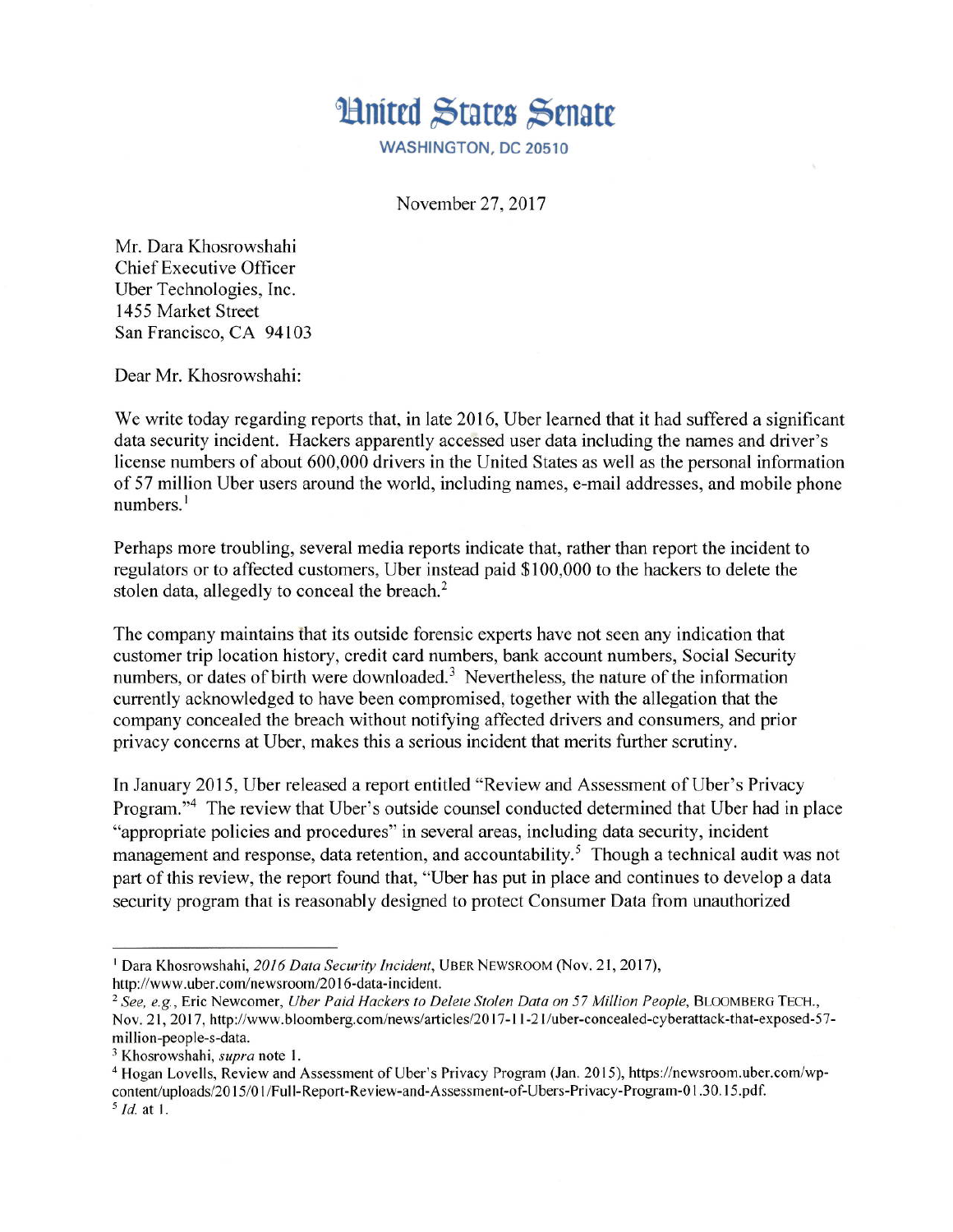# United States Senate

WASHINGTON, DC 20510

November 27, 2017

Mr. Dara Khosrowshahi
Chief Executive Officer
Uber Technologies, Inc.
1455 Market Street
San Francisco, CA 94103

Dear Mr. Khosrowshahi:

We write today regarding reports that, in late 2016, Uber learned that it had suffered a significant data security incident. Hackers apparently accessed user data including the names and driver's license numbers of about 600,000 drivers in the United States as well as the personal information of 57 million Uber users around the world, including names, e-mail addresses, and mobile phone numbers.[1]

Perhaps more troubling, several media reports indicate that, rather than report the incident to regulators or to affected customers, Uber instead paid $100,000 to the hackers to delete the stolen data, allegedly to conceal the breach.[2]

The company maintains that its outside forensic experts have not seen any indication that customer trip location history, credit card numbers, bank account numbers, Social Security numbers, or dates of birth were downloaded.[3] Nevertheless, the nature of the information currently acknowledged to have been compromised, together with the allegation that the company concealed the breach without notifying affected drivers and consumers, and prior privacy concerns at Uber, makes this a serious incident that merits further scrutiny.

In January 2015, Uber released a report entitled "Review and Assessment of Uber's Privacy Program."[4] The review that Uber's outside counsel conducted determined that Uber had in place "appropriate policies and procedures" in several areas, including data security, incident management and response, data retention, and accountability.[5] Though a technical audit was not part of this review, the report found that, "Uber has put in place and continues to develop a data security program that is reasonably designed to protect Consumer Data from unauthorized

---

[1] Dara Khosrowshahi, *2016 Data Security Incident*, UBER NEWSROOM (Nov. 21, 2017), http://www.uber.com/newsroom/2016-data-incident.

[2] *See, e.g.*, Eric Newcomer, *Uber Paid Hackers to Delete Stolen Data on 57 Million People*, BLOOMBERG TECH., Nov. 21, 2017, http://www.bloomberg.com/news/articles/2017-11-21/uber-concealed-cyberattack-that-exposed-57-million-people-s-data.

[3] Khosrowshahi, *supra* note 1.

[4] Hogan Lovells, Review and Assessment of Uber's Privacy Program (Jan. 2015), https://newsroom.uber.com/wp-content/uploads/2015/01/Full-Report-Review-and-Assessment-of-Ubers-Privacy-Program-01.30.15.pdf.

[5] *Id.* at 1.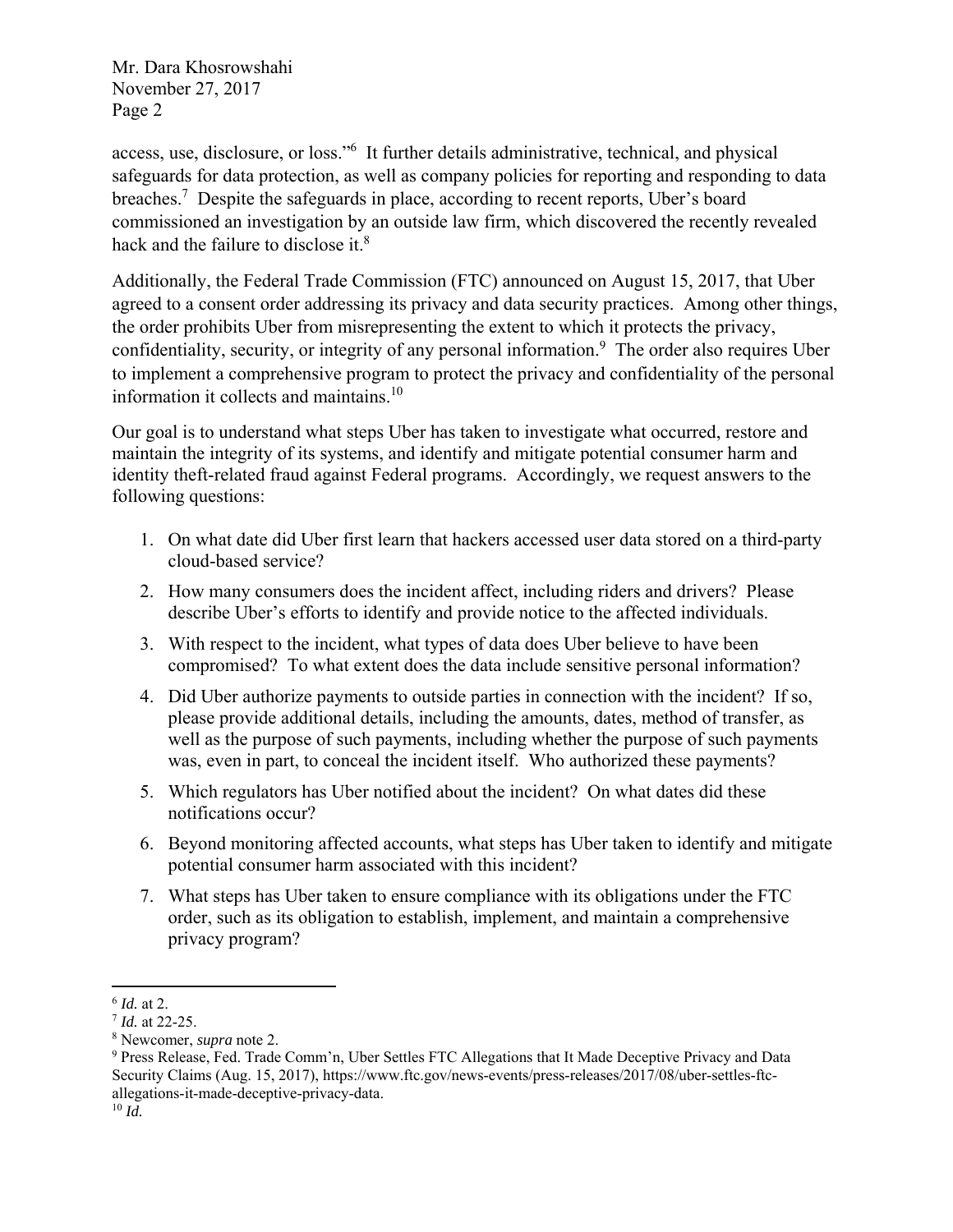access, use, disclosure, or loss."[6] It further details administrative, technical, and physical safeguards for data protection, as well as company policies for reporting and responding to data breaches.[7] Despite the safeguards in place, according to recent reports, Uber's board commissioned an investigation by an outside law firm, which discovered the recently revealed hack and the failure to disclose it.[8]

Additionally, the Federal Trade Commission (FTC) announced on August 15, 2017, that Uber agreed to a consent order addressing its privacy and data security practices. Among other things, the order prohibits Uber from misrepresenting the extent to which it protects the privacy, confidentiality, security, or integrity of any personal information.[9] The order also requires Uber to implement a comprehensive program to protect the privacy and confidentiality of the personal information it collects and maintains.[10]

Our goal is to understand what steps Uber has taken to investigate what occurred, restore and maintain the integrity of its systems, and identify and mitigate potential consumer harm and identity theft-related fraud against Federal programs. Accordingly, we request answers to the following questions:

1. On what date did Uber first learn that hackers accessed user data stored on a third-party cloud-based service?
2. How many consumers does the incident affect, including riders and drivers? Please describe Uber's efforts to identify and provide notice to the affected individuals.
3. With respect to the incident, what types of data does Uber believe to have been compromised? To what extent does the data include sensitive personal information?
4. Did Uber authorize payments to outside parties in connection with the incident? If so, please provide additional details, including the amounts, dates, method of transfer, as well as the purpose of such payments, including whether the purpose of such payments was, even in part, to conceal the incident itself. Who authorized these payments?
5. Which regulators has Uber notified about the incident? On what dates did these notifications occur?
6. Beyond monitoring affected accounts, what steps has Uber taken to identify and mitigate potential consumer harm associated with this incident?
7. What steps has Uber taken to ensure compliance with its obligations under the FTC order, such as its obligation to establish, implement, and maintain a comprehensive privacy program?

---

[6] *Id.* at 2.

[7] *Id.* at 22-25.

[8] Newcomer, *supra* note 2.

[9] Press Release, Fed. Trade Comm'n, Uber Settles FTC Allegations that It Made Deceptive Privacy and Data Security Claims (Aug. 15, 2017), https://www.ftc.gov/news-events/press-releases/2017/08/uber-settles-ftc-allegations-it-made-deceptive-privacy-data.

[10] *Id.*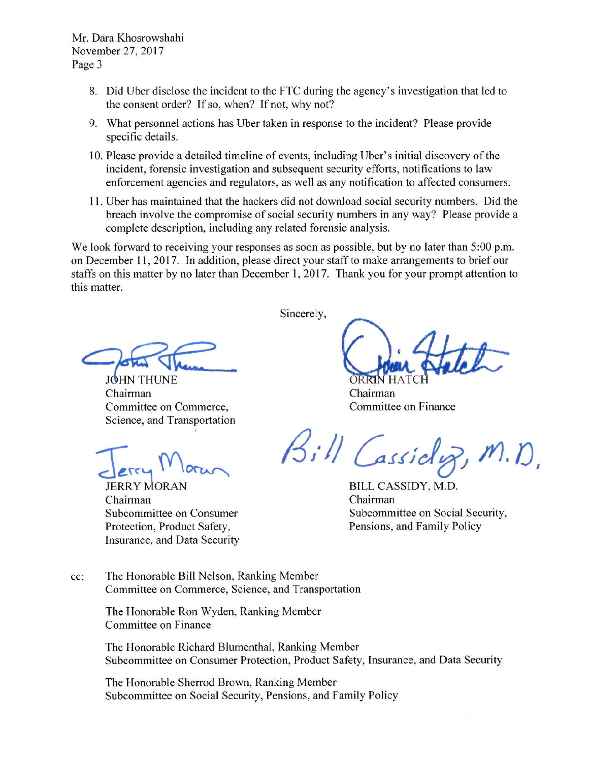Mr. Dara Khosrowshahi
November 27, 2017
Page 3

8. Did Uber disclose the incident to the FTC during the agency's investigation that led to the consent order? If so, when? If not, why not?
9. What personnel actions has Uber taken in response to the incident? Please provide specific details.
10. Please provide a detailed timeline of events, including Uber's initial discovery of the incident, forensic investigation and subsequent security efforts, notifications to law enforcement agencies and regulators, as well as any notification to affected consumers.
11. Uber has maintained that the hackers did not download social security numbers. Did the breach involve the compromise of social security numbers in any way? Please provide a complete description, including any related forensic analysis.

We look forward to receiving your responses as soon as possible, but by no later than 5:00 p.m. on December 11, 2017. In addition, please direct your staff to make arrangements to brief our staffs on this matter by no later than December 1, 2017. Thank you for your prompt attention to this matter.

Sincerely,

JOHN THUNE
Chairman
Committee on Commerce, Science, and Transportation

ORRIN HATCH
Chairman
Committee on Finance

JERRY MORAN
Chairman
Subcommittee on Consumer Protection, Product Safety, Insurance, and Data Security

BILL CASSIDY, M.D.
Chairman
Subcommittee on Social Security, Pensions, and Family Policy

cc: The Honorable Bill Nelson, Ranking Member
Committee on Commerce, Science, and Transportation

The Honorable Ron Wyden, Ranking Member
Committee on Finance

The Honorable Richard Blumenthal, Ranking Member
Subcommittee on Consumer Protection, Product Safety, Insurance, and Data Security

The Honorable Sherrod Brown, Ranking Member
Subcommittee on Social Security, Pensions, and Family Policy